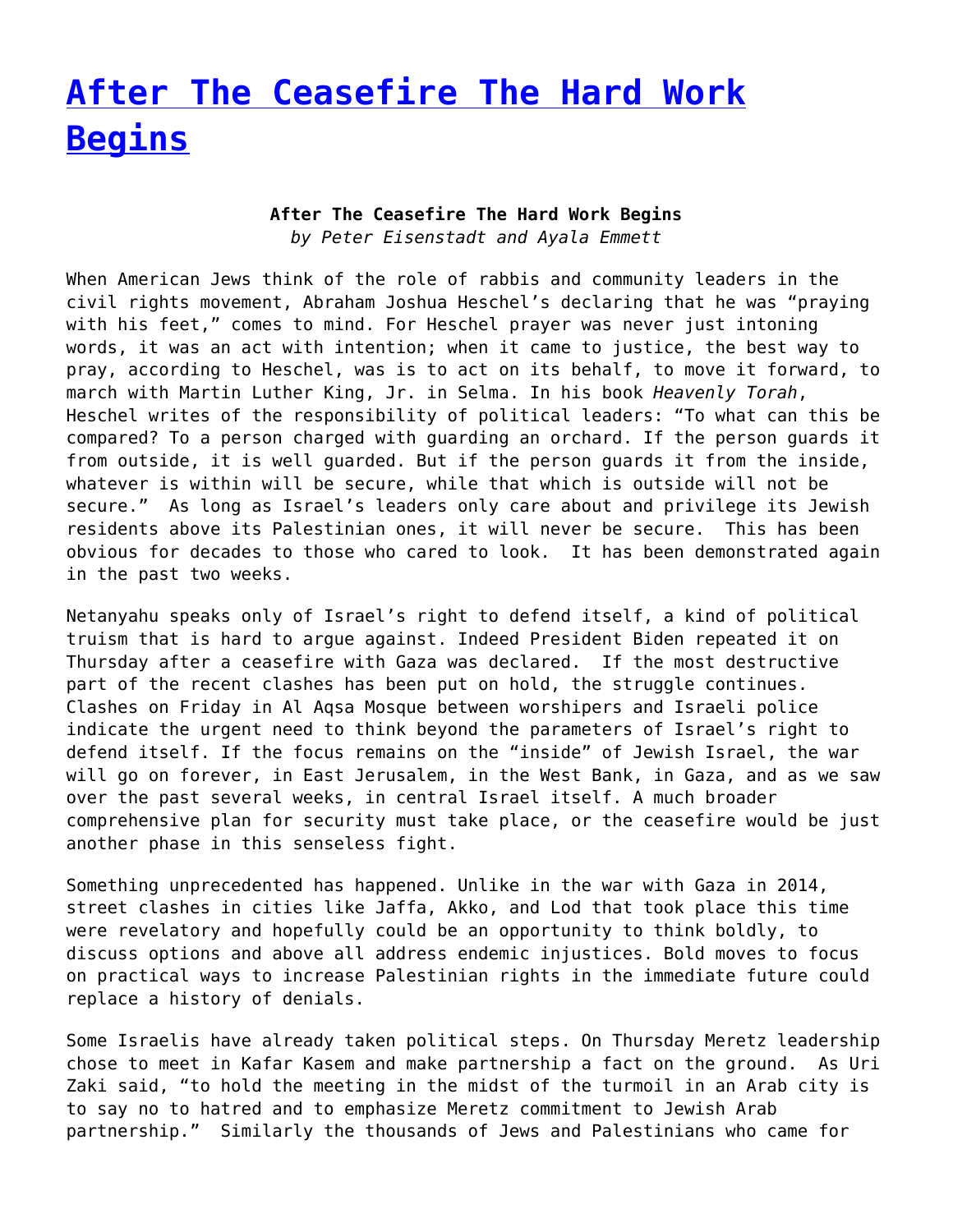# After The Ceasefire The Hard Work Begins

**After The Ceasefire The Hard Work Begins**
*by Peter Eisenstadt and Ayala Emmett*

When American Jews think of the role of rabbis and community leaders in the civil rights movement, Abraham Joshua Heschel's declaring that he was "praying with his feet," comes to mind. For Heschel prayer was never just intoning words, it was an act with intention; when it came to justice, the best way to pray, according to Heschel, was is to act on its behalf, to move it forward, to march with Martin Luther King, Jr. in Selma. In his book *Heavenly Torah*, Heschel writes of the responsibility of political leaders: "To what can this be compared? To a person charged with guarding an orchard. If the person guards it from outside, it is well guarded. But if the person guards it from the inside, whatever is within will be secure, while that which is outside will not be secure." As long as Israel's leaders only care about and privilege its Jewish residents above its Palestinian ones, it will never be secure. This has been obvious for decades to those who cared to look. It has been demonstrated again in the past two weeks.

Netanyahu speaks only of Israel's right to defend itself, a kind of political truism that is hard to argue against. Indeed President Biden repeated it on Thursday after a ceasefire with Gaza was declared. If the most destructive part of the recent clashes has been put on hold, the struggle continues. Clashes on Friday in Al Aqsa Mosque between worshipers and Israeli police indicate the urgent need to think beyond the parameters of Israel's right to defend itself. If the focus remains on the "inside" of Jewish Israel, the war will go on forever, in East Jerusalem, in the West Bank, in Gaza, and as we saw over the past several weeks, in central Israel itself. A much broader comprehensive plan for security must take place, or the ceasefire would be just another phase in this senseless fight.

Something unprecedented has happened. Unlike in the war with Gaza in 2014, street clashes in cities like Jaffa, Akko, and Lod that took place this time were revelatory and hopefully could be an opportunity to think boldly, to discuss options and above all address endemic injustices. Bold moves to focus on practical ways to increase Palestinian rights in the immediate future could replace a history of denials.

Some Israelis have already taken political steps. On Thursday Meretz leadership chose to meet in Kafar Kasem and make partnership a fact on the ground. As Uri Zaki said, "to hold the meeting in the midst of the turmoil in an Arab city is to say no to hatred and to emphasize Meretz commitment to Jewish Arab partnership." Similarly the thousands of Jews and Palestinians who came for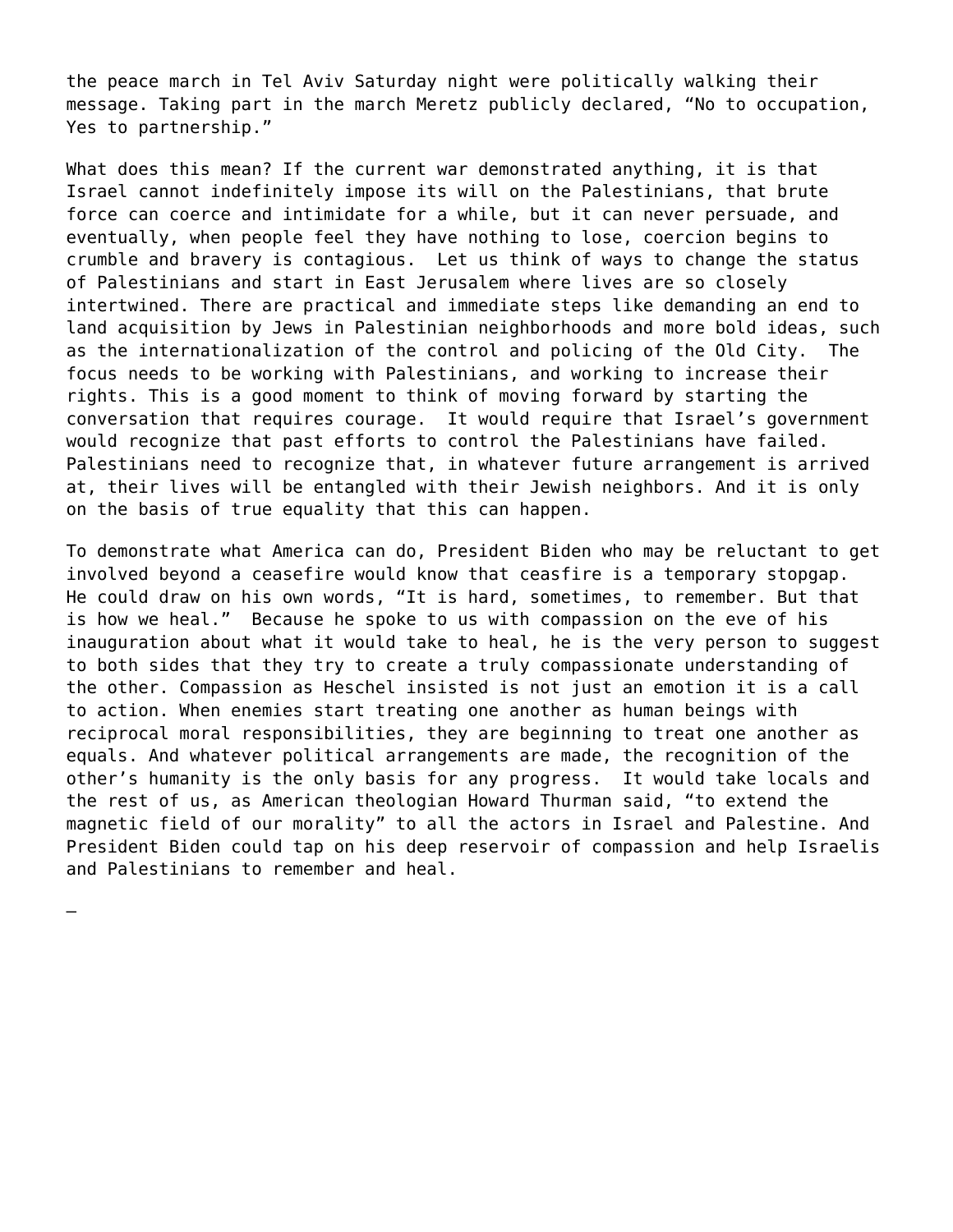the peace march in Tel Aviv Saturday night were politically walking their message. Taking part in the march Meretz publicly declared, “No to occupation, Yes to partnership.”

What does this mean? If the current war demonstrated anything, it is that Israel cannot indefinitely impose its will on the Palestinians, that brute force can coerce and intimidate for a while, but it can never persuade, and eventually, when people feel they have nothing to lose, coercion begins to crumble and bravery is contagious.  Let us think of ways to change the status of Palestinians and start in East Jerusalem where lives are so closely intertwined. There are practical and immediate steps like demanding an end to land acquisition by Jews in Palestinian neighborhoods and more bold ideas, such as the internationalization of the control and policing of the Old City.  The focus needs to be working with Palestinians, and working to increase their rights. This is a good moment to think of moving forward by starting the conversation that requires courage.  It would require that Israel’s government would recognize that past efforts to control the Palestinians have failed. Palestinians need to recognize that, in whatever future arrangement is arrived at, their lives will be entangled with their Jewish neighbors. And it is only on the basis of true equality that this can happen.

To demonstrate what America can do, President Biden who may be reluctant to get involved beyond a ceasefire would know that ceasfire is a temporary stopgap. He could draw on his own words, “It is hard, sometimes, to remember. But that is how we heal.”  Because he spoke to us with compassion on the eve of his inauguration about what it would take to heal, he is the very person to suggest to both sides that they try to create a truly compassionate understanding of the other. Compassion as Heschel insisted is not just an emotion it is a call to action. When enemies start treating one another as human beings with reciprocal moral responsibilities, they are beginning to treat one another as equals. And whatever political arrangements are made, the recognition of the other’s humanity is the only basis for any progress.  It would take locals and the rest of us, as American theologian Howard Thurman said, “to extend the magnetic field of our morality” to all the actors in Israel and Palestine. And President Biden could tap on his deep reservoir of compassion and help Israelis and Palestinians to remember and heal.

—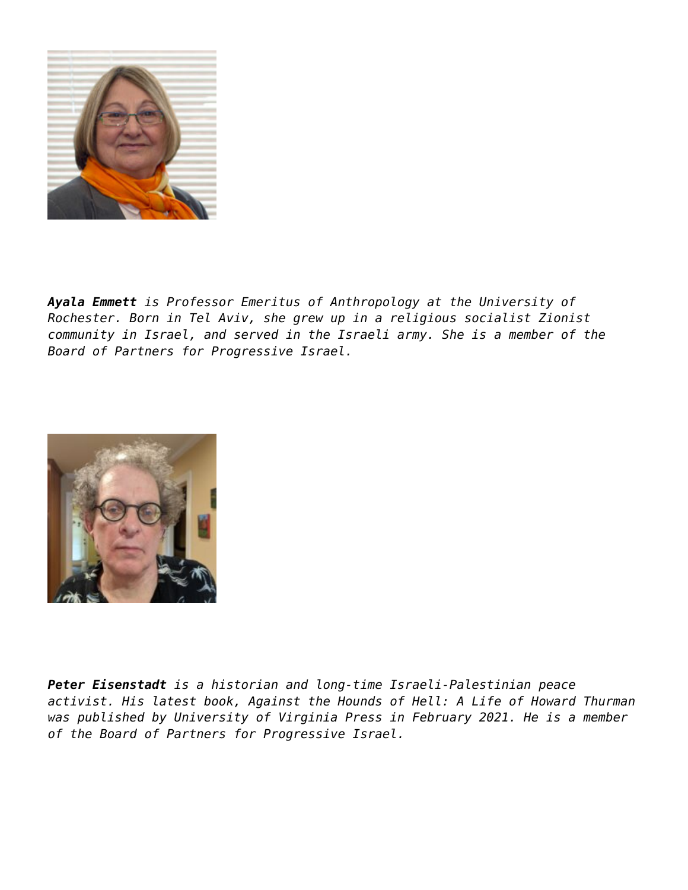***Ayala Emmett** is Professor Emeritus of Anthropology at the University of Rochester. Born in Tel Aviv, she grew up in a religious socialist Zionist community in Israel, and served in the Israeli army. She is a member of the Board of Partners for Progressive Israel.*

***Peter Eisenstadt** is a historian and long-time Israeli-Palestinian peace activist. His latest book, Against the Hounds of Hell: A Life of Howard Thurman was published by University of Virginia Press in February 2021. He is a member of the Board of Partners for Progressive Israel.*